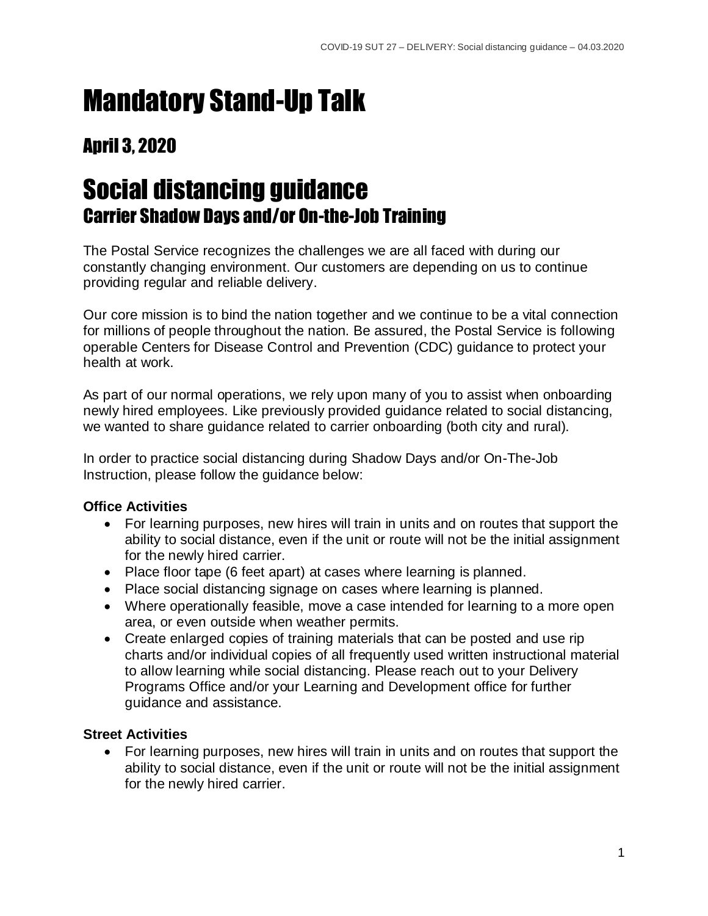# Mandatory Stand-Up Talk

## April 3, 2020

# Social distancing guidance

## Carrier Shadow Days and/or On-the-Job Training

The Postal Service recognizes the challenges we are all faced with during our constantly changing environment. Our customers are depending on us to continue providing regular and reliable delivery.

Our core mission is to bind the nation together and we continue to be a vital connection for millions of people throughout the nation. Be assured, the Postal Service is following operable Centers for Disease Control and Prevention (CDC) guidance to protect your health at work.

As part of our normal operations, we rely upon many of you to assist when onboarding newly hired employees. Like previously provided guidance related to social distancing, we wanted to share guidance related to carrier onboarding (both city and rural).

In order to practice social distancing during Shadow Days and/or On-The-Job Instruction, please follow the guidance below:

**Office Activities**

- For learning purposes, new hires will train in units and on routes that support the ability to social distance, even if the unit or route will not be the initial assignment for the newly hired carrier.
- Place floor tape (6 feet apart) at cases where learning is planned.
- Place social distancing signage on cases where learning is planned.
- Where operationally feasible, move a case intended for learning to a more open area, or even outside when weather permits.
- Create enlarged copies of training materials that can be posted and use rip charts and/or individual copies of all frequently used written instructional material to allow learning while social distancing. Please reach out to your Delivery Programs Office and/or your Learning and Development office for further guidance and assistance.

**Street Activities**

- For learning purposes, new hires will train in units and on routes that support the ability to social distance, even if the unit or route will not be the initial assignment for the newly hired carrier.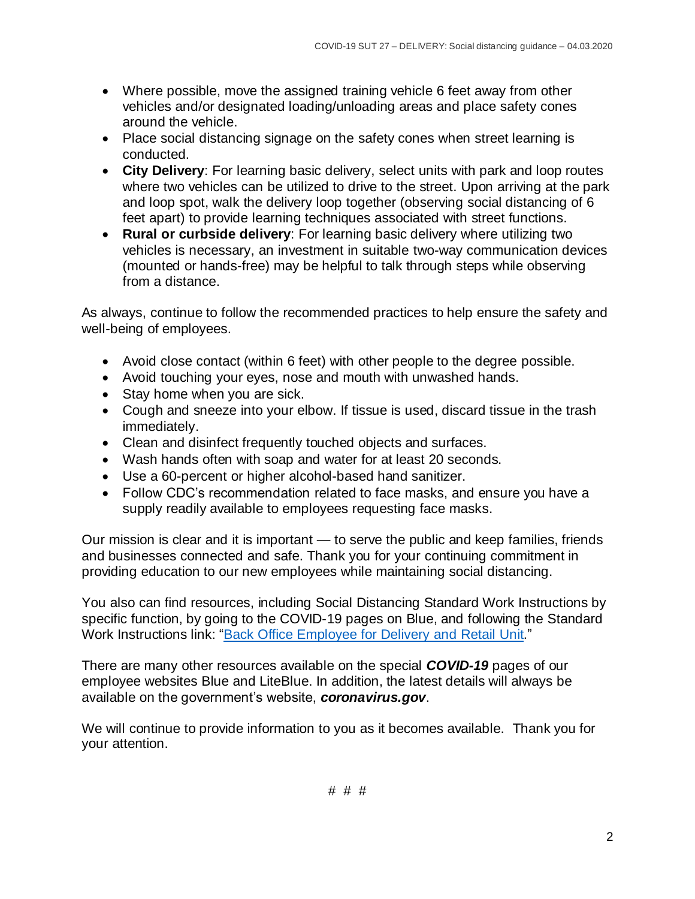- Where possible, move the assigned training vehicle 6 feet away from other vehicles and/or designated loading/unloading areas and place safety cones around the vehicle.
- Place social distancing signage on the safety cones when street learning is conducted.
- **City Delivery**: For learning basic delivery, select units with park and loop routes where two vehicles can be utilized to drive to the street. Upon arriving at the park and loop spot, walk the delivery loop together (observing social distancing of 6 feet apart) to provide learning techniques associated with street functions.
- **Rural or curbside delivery**: For learning basic delivery where utilizing two vehicles is necessary, an investment in suitable two-way communication devices (mounted or hands-free) may be helpful to talk through steps while observing from a distance.

As always, continue to follow the recommended practices to help ensure the safety and well-being of employees.

- Avoid close contact (within 6 feet) with other people to the degree possible.
- Avoid touching your eyes, nose and mouth with unwashed hands.
- Stay home when you are sick.
- Cough and sneeze into your elbow. If tissue is used, discard tissue in the trash immediately.
- Clean and disinfect frequently touched objects and surfaces.
- Wash hands often with soap and water for at least 20 seconds.
- Use a 60-percent or higher alcohol-based hand sanitizer.
- Follow CDC's recommendation related to face masks, and ensure you have a supply readily available to employees requesting face masks.

Our mission is clear and it is important — to serve the public and keep families, friends and businesses connected and safe. Thank you for your continuing commitment in providing education to our new employees while maintaining social distancing.

You also can find resources, including Social Distancing Standard Work Instructions by specific function, by going to the COVID-19 pages on Blue, and following the Standard Work Instructions link: "Back Office Employee for Delivery and Retail Unit."

There are many other resources available on the special ***COVID-19*** pages of our employee websites Blue and LiteBlue. In addition, the latest details will always be available on the government's website, ***coronavirus.gov***.

We will continue to provide information to you as it becomes available. Thank you for your attention.

# # #